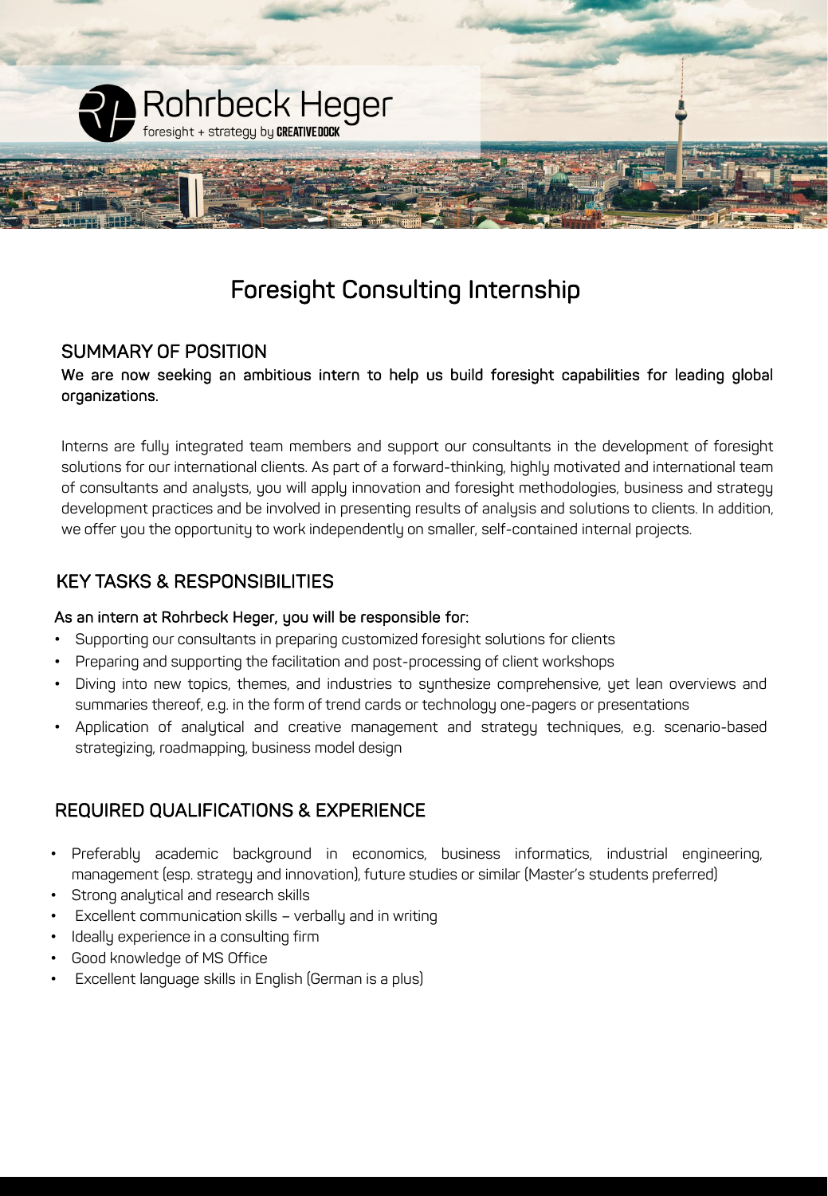Rohrbeck Heger

foresight + strategy by CREATIVEDOCK

# Foresight Consulting Internship

## SUMMARY OF POSITION

**We are now seeking an ambitious intern to help us build foresight capabilities for leading global organizations.**

Interns are fully integrated team members and support our consultants in the development of foresight solutions for our international clients. As part of a forward-thinking, highly motivated and international team of consultants and analysts, you will apply innovation and foresight methodologies, business and strategy development practices and be involved in presenting results of analysis and solutions to clients. In addition, we offer you the opportunity to work independently on smaller, self-contained internal projects.

## KEY TASKS & RESPONSIBILITIES

**As an intern at Rohrbeck Heger, you will be responsible for:**

- Supporting our consultants in preparing customized foresight solutions for clients
- Preparing and supporting the facilitation and post-processing of client workshops
- Diving into new topics, themes, and industries to synthesize comprehensive, yet lean overviews and summaries thereof, e.g. in the form of trend cards or technology one-pagers or presentations
- Application of analytical and creative management and strategy techniques, e.g. scenario-based strategizing, roadmapping, business model design

## REQUIRED QUALIFICATIONS & EXPERIENCE

- Preferably academic background in economics, business informatics, industrial engineering, management (esp. strategy and innovation), future studies or similar (Master's students preferred)
- Strong analytical and research skills
- Excellent communication skills – verbally and in writing
- Ideally experience in a consulting firm
- Good knowledge of MS Office
- Excellent language skills in English (German is a plus)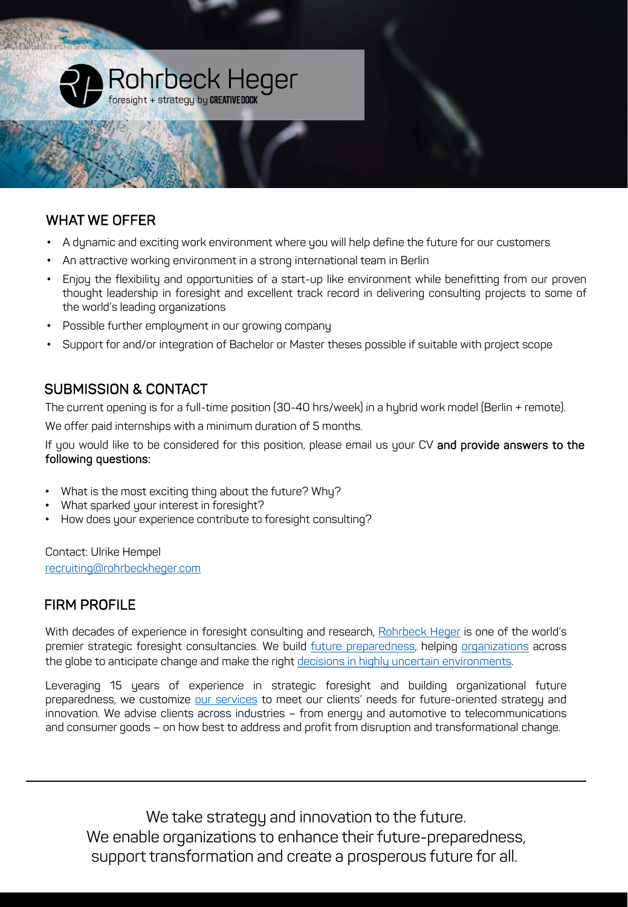Rohrbeck Heger
foresight + strategy by CREATIVE DOCK

## WHAT WE OFFER

- A dynamic and exciting work environment where you will help define the future for our customers
- An attractive working environment in a strong international team in Berlin
- Enjoy the flexibility and opportunities of a start-up like environment while benefitting from our proven thought leadership in foresight and excellent track record in delivering consulting projects to some of the world's leading organizations
- Possible further employment in our growing company
- Support for and/or integration of Bachelor or Master theses possible if suitable with project scope

## SUBMISSION & CONTACT

The current opening is for a full-time position (30-40 hrs/week) in a hybrid work model (Berlin + remote).

We offer paid internships with a minimum duration of 5 months.

If you would like to be considered for this position, please email us your CV **and provide answers to the following questions:**

- What is the most exciting thing about the future? Why?
- What sparked your interest in foresight?
- How does your experience contribute to foresight consulting?

Contact: Ulrike Hempel
recruiting@rohrbeckheger.com

## FIRM PROFILE

With decades of experience in foresight consulting and research, Rohrbeck Heger is one of the world's premier strategic foresight consultancies. We build future preparedness, helping organizations across the globe to anticipate change and make the right decisions in highly uncertain environments.

Leveraging 15 years of experience in strategic foresight and building organizational future preparedness, we customize our services to meet our clients' needs for future-oriented strategy and innovation. We advise clients across industries – from energy and automotive to telecommunications and consumer goods – on how best to address and profit from disruption and transformational change.

---

We take strategy and innovation to the future.
We enable organizations to enhance their future-preparedness, support transformation and create a prosperous future for all.